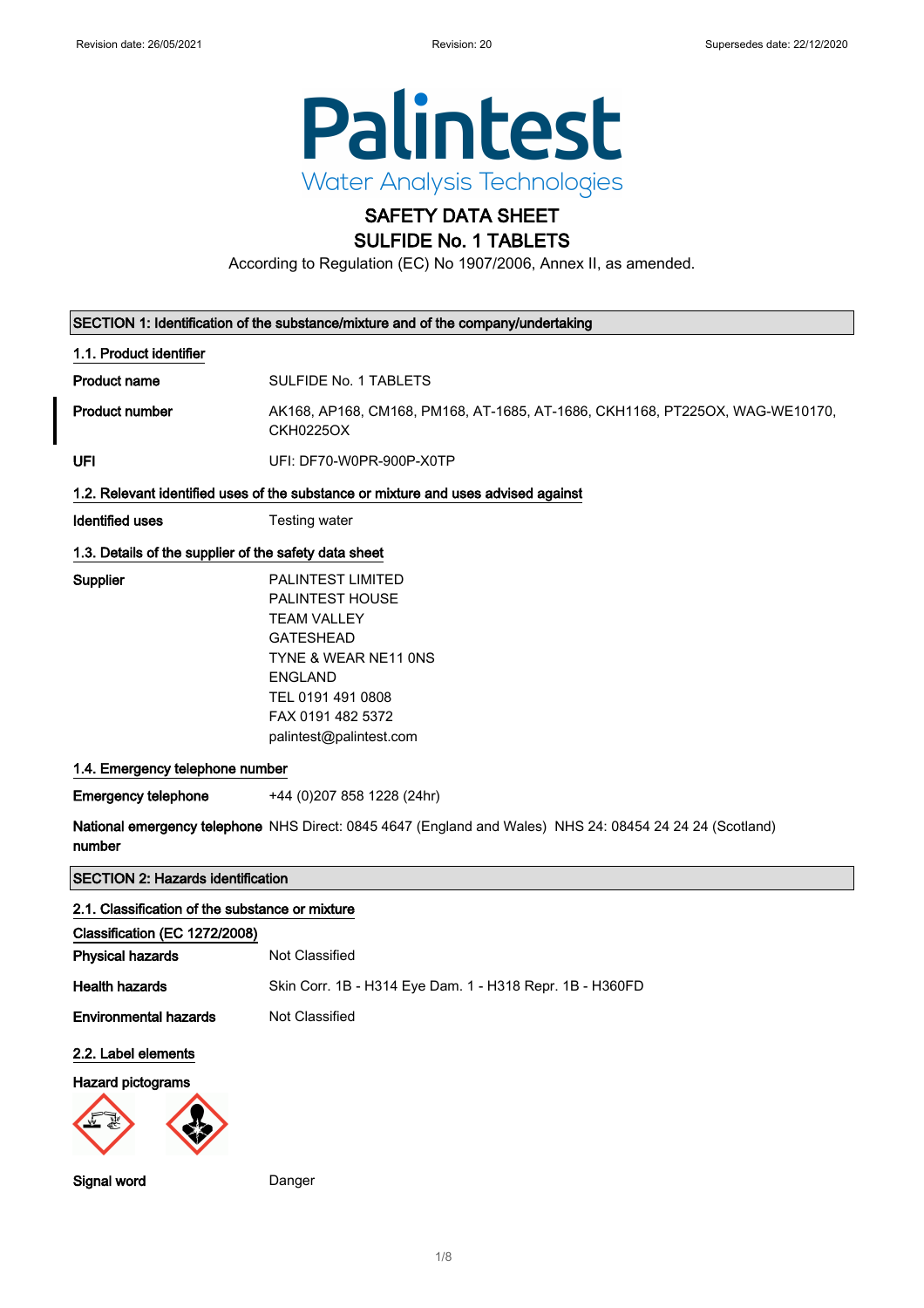# SAFETY DATA SHEET

## SULFIDE No. 1 TABLETS

According to Regulation (EC) No 1907/2006, Annex II, as amended.

## SECTION 1: Identification of the substance/mixture and of the company/undertaking

### 1.1. Product identifier

**Product name** SULFIDE No. 1 TABLETS

**Product number** AK168, AP168, CM168, PM168, AT-1685, AT-1686, CKH1168, PT225OX, WAG-WE10170, CKH0225OX

**UFI** UFI: DF70-W0PR-900P-X0TP

### 1.2. Relevant identified uses of the substance or mixture and uses advised against

**Identified uses** Testing water

### 1.3. Details of the supplier of the safety data sheet

**Supplier**
PALINTEST LIMITED
PALINTEST HOUSE
TEAM VALLEY
GATESHEAD
TYNE & WEAR NE11 0NS
ENGLAND
TEL 0191 491 0808
FAX 0191 482 5372
palintest@palintest.com

### 1.4. Emergency telephone number

**Emergency telephone** +44 (0)207 858 1228 (24hr)

**National emergency telephone number** NHS Direct: 0845 4647 (England and Wales) NHS 24: 08454 24 24 24 (Scotland)

## SECTION 2: Hazards identification

### 2.1. Classification of the substance or mixture

**Classification (EC 1272/2008)**

**Physical hazards** Not Classified

**Health hazards** Skin Corr. 1B - H314 Eye Dam. 1 - H318 Repr. 1B - H360FD

**Environmental hazards** Not Classified

### 2.2. Label elements

**Hazard pictograms**

**Signal word** Danger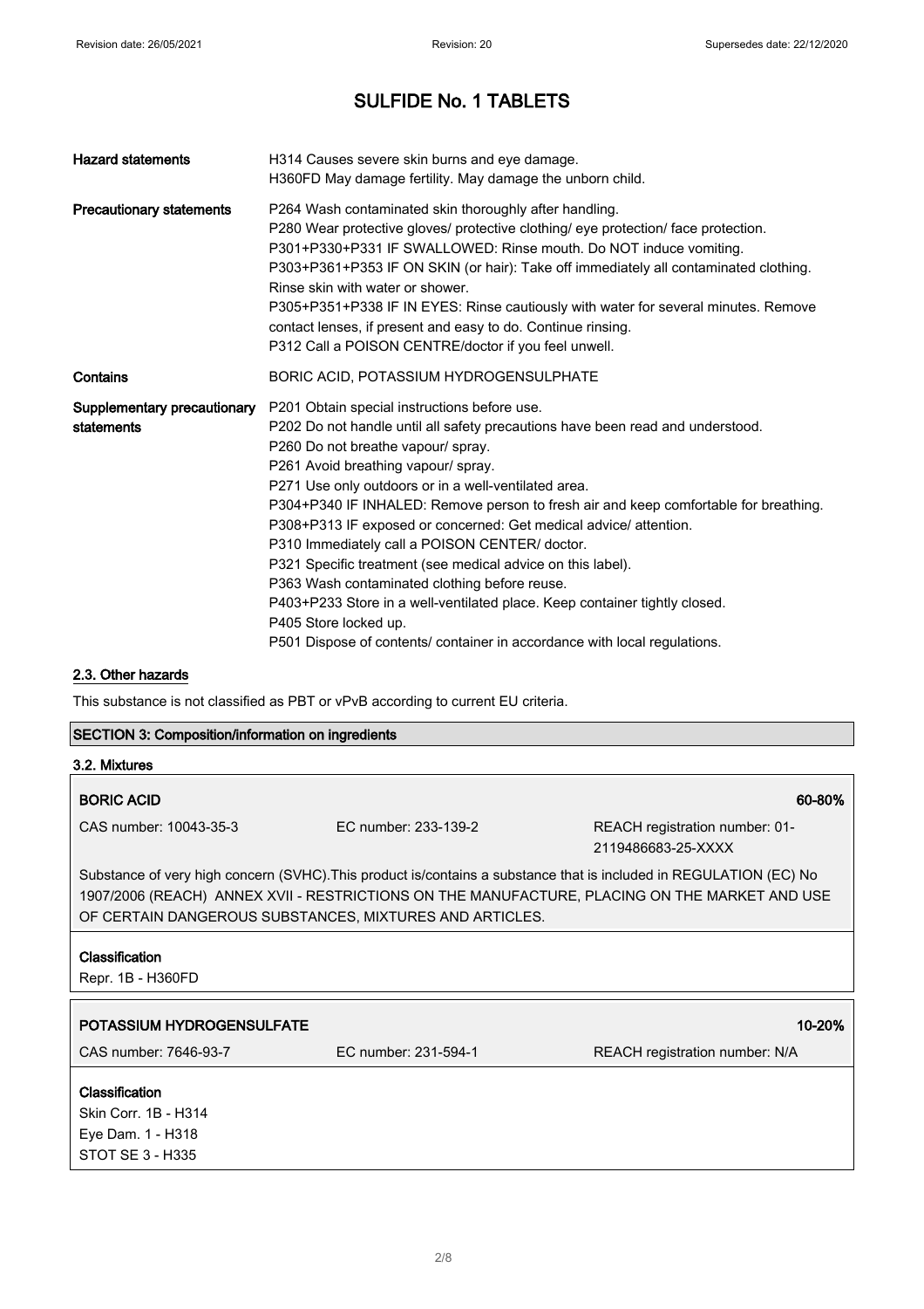# SULFIDE No. 1 TABLETS

| | |
|---|---|
| **Hazard statements** | H314 Causes severe skin burns and eye damage.<br>H360FD May damage fertility. May damage the unborn child. |
| **Precautionary statements** | P264 Wash contaminated skin thoroughly after handling.<br>P280 Wear protective gloves/ protective clothing/ eye protection/ face protection.<br>P301+P330+P331 IF SWALLOWED: Rinse mouth. Do NOT induce vomiting.<br>P303+P361+P353 IF ON SKIN (or hair): Take off immediately all contaminated clothing. Rinse skin with water or shower.<br>P305+P351+P338 IF IN EYES: Rinse cautiously with water for several minutes. Remove contact lenses, if present and easy to do. Continue rinsing.<br>P312 Call a POISON CENTRE/doctor if you feel unwell. |
| **Contains** | BORIC ACID, POTASSIUM HYDROGENSULPHATE |
| **Supplementary precautionary statements** | P201 Obtain special instructions before use.<br>P202 Do not handle until all safety precautions have been read and understood.<br>P260 Do not breathe vapour/ spray.<br>P261 Avoid breathing vapour/ spray.<br>P271 Use only outdoors or in a well-ventilated area.<br>P304+P340 IF INHALED: Remove person to fresh air and keep comfortable for breathing.<br>P308+P313 IF exposed or concerned: Get medical advice/ attention.<br>P310 Immediately call a POISON CENTER/ doctor.<br>P321 Specific treatment (see medical advice on this label).<br>P363 Wash contaminated clothing before reuse.<br>P403+P233 Store in a well-ventilated place. Keep container tightly closed.<br>P405 Store locked up.<br>P501 Dispose of contents/ container in accordance with local regulations. |

### 2.3. Other hazards

This substance is not classified as PBT or vPvB according to current EU criteria.

## SECTION 3: Composition/information on ingredients

### 3.2. Mixtures

**BORIC ACID** — 60-80%

| CAS number: 10043-35-3 | EC number: 233-139-2 | REACH registration number: 01-2119486683-25-XXXX |
|---|---|---|

Substance of very high concern (SVHC).This product is/contains a substance that is included in REGULATION (EC) No 1907/2006 (REACH) ANNEX XVII - RESTRICTIONS ON THE MANUFACTURE, PLACING ON THE MARKET AND USE OF CERTAIN DANGEROUS SUBSTANCES, MIXTURES AND ARTICLES.

**Classification**

Repr. 1B - H360FD

**POTASSIUM HYDROGENSULFATE** — 10-20%

| CAS number: 7646-93-7 | EC number: 231-594-1 | REACH registration number: N/A |
|---|---|---|

**Classification**

Skin Corr. 1B - H314
Eye Dam. 1 - H318
STOT SE 3 - H335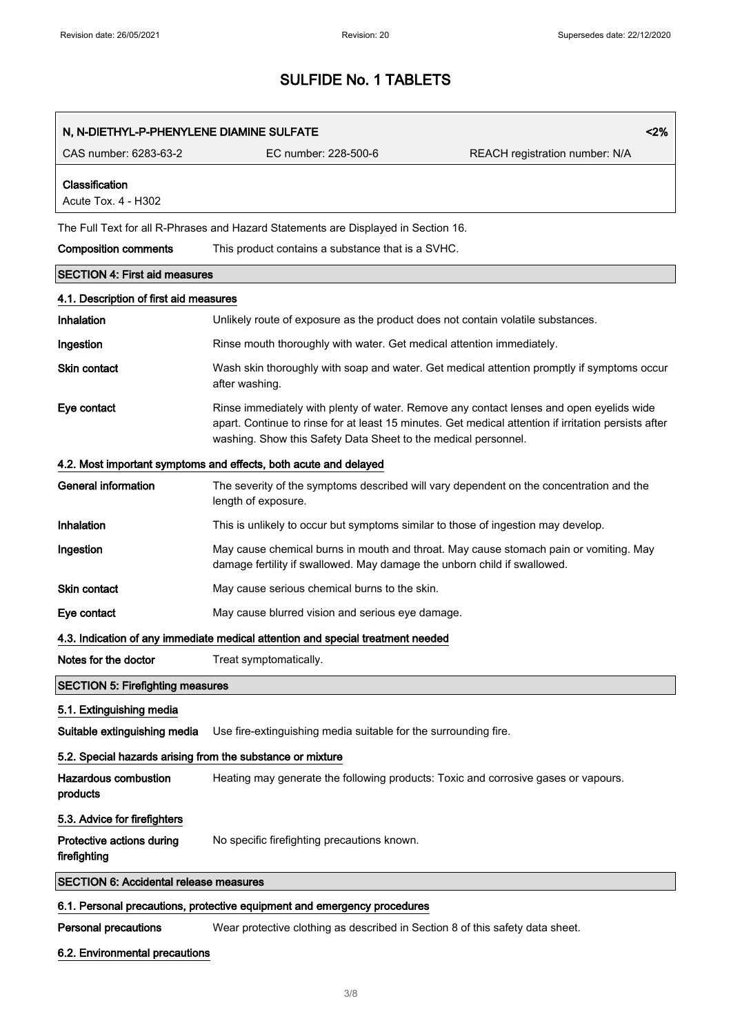# SULFIDE No. 1 TABLETS

| N, N-DIETHYL-P-PHENYLENE DIAMINE SULFATE | | <2% |
|---|---|---|
| CAS number: 6283-63-2 | EC number: 228-500-6 | REACH registration number: N/A |
| **Classification**<br>Acute Tox. 4 - H302 | | |

The Full Text for all R-Phrases and Hazard Statements are Displayed in Section 16.

**Composition comments** This product contains a substance that is a SVHC.

## SECTION 4: First aid measures

### 4.1. Description of first aid measures

**Inhalation** Unlikely route of exposure as the product does not contain volatile substances.

**Ingestion** Rinse mouth thoroughly with water. Get medical attention immediately.

**Skin contact** Wash skin thoroughly with soap and water. Get medical attention promptly if symptoms occur after washing.

**Eye contact** Rinse immediately with plenty of water. Remove any contact lenses and open eyelids wide apart. Continue to rinse for at least 15 minutes. Get medical attention if irritation persists after washing. Show this Safety Data Sheet to the medical personnel.

### 4.2. Most important symptoms and effects, both acute and delayed

**General information** The severity of the symptoms described will vary dependent on the concentration and the length of exposure.

**Inhalation** This is unlikely to occur but symptoms similar to those of ingestion may develop.

**Ingestion** May cause chemical burns in mouth and throat. May cause stomach pain or vomiting. May damage fertility if swallowed. May damage the unborn child if swallowed.

**Skin contact** May cause serious chemical burns to the skin.

**Eye contact** May cause blurred vision and serious eye damage.

### 4.3. Indication of any immediate medical attention and special treatment needed

**Notes for the doctor** Treat symptomatically.

## SECTION 5: Firefighting measures

### 5.1. Extinguishing media

**Suitable extinguishing media** Use fire-extinguishing media suitable for the surrounding fire.

### 5.2. Special hazards arising from the substance or mixture

**Hazardous combustion products** Heating may generate the following products: Toxic and corrosive gases or vapours.

### 5.3. Advice for firefighters

**Protective actions during firefighting** No specific firefighting precautions known.

## SECTION 6: Accidental release measures

### 6.1. Personal precautions, protective equipment and emergency procedures

**Personal precautions** Wear protective clothing as described in Section 8 of this safety data sheet.

### 6.2. Environmental precautions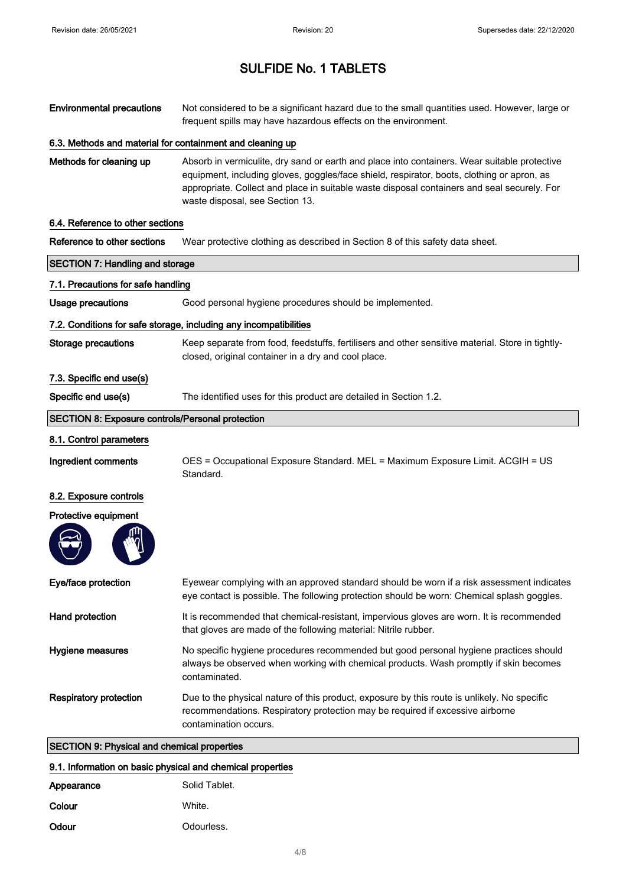# SULFIDE No. 1 TABLETS

**Environmental precautions** Not considered to be a significant hazard due to the small quantities used. However, large or frequent spills may have hazardous effects on the environment.

### 6.3. Methods and material for containment and cleaning up

**Methods for cleaning up** Absorb in vermiculite, dry sand or earth and place into containers. Wear suitable protective equipment, including gloves, goggles/face shield, respirator, boots, clothing or apron, as appropriate. Collect and place in suitable waste disposal containers and seal securely. For waste disposal, see Section 13.

### 6.4. Reference to other sections

**Reference to other sections** Wear protective clothing as described in Section 8 of this safety data sheet.

## SECTION 7: Handling and storage

### 7.1. Precautions for safe handling

**Usage precautions** Good personal hygiene procedures should be implemented.

### 7.2. Conditions for safe storage, including any incompatibilities

**Storage precautions** Keep separate from food, feedstuffs, fertilisers and other sensitive material. Store in tightly-closed, original container in a dry and cool place.

### 7.3. Specific end use(s)

**Specific end use(s)** The identified uses for this product are detailed in Section 1.2.

## SECTION 8: Exposure controls/Personal protection

### 8.1. Control parameters

**Ingredient comments** OES = Occupational Exposure Standard. MEL = Maximum Exposure Limit. ACGIH = US Standard.

### 8.2. Exposure controls

**Protective equipment**

**Eye/face protection** Eyewear complying with an approved standard should be worn if a risk assessment indicates eye contact is possible. The following protection should be worn: Chemical splash goggles.

**Hand protection** It is recommended that chemical-resistant, impervious gloves are worn. It is recommended that gloves are made of the following material: Nitrile rubber.

**Hygiene measures** No specific hygiene procedures recommended but good personal hygiene practices should always be observed when working with chemical products. Wash promptly if skin becomes contaminated.

**Respiratory protection** Due to the physical nature of this product, exposure by this route is unlikely. No specific recommendations. Respiratory protection may be required if excessive airborne contamination occurs.

## SECTION 9: Physical and chemical properties

### 9.1. Information on basic physical and chemical properties

**Appearance** Solid Tablet.

**Colour** White.

**Odour** Odourless.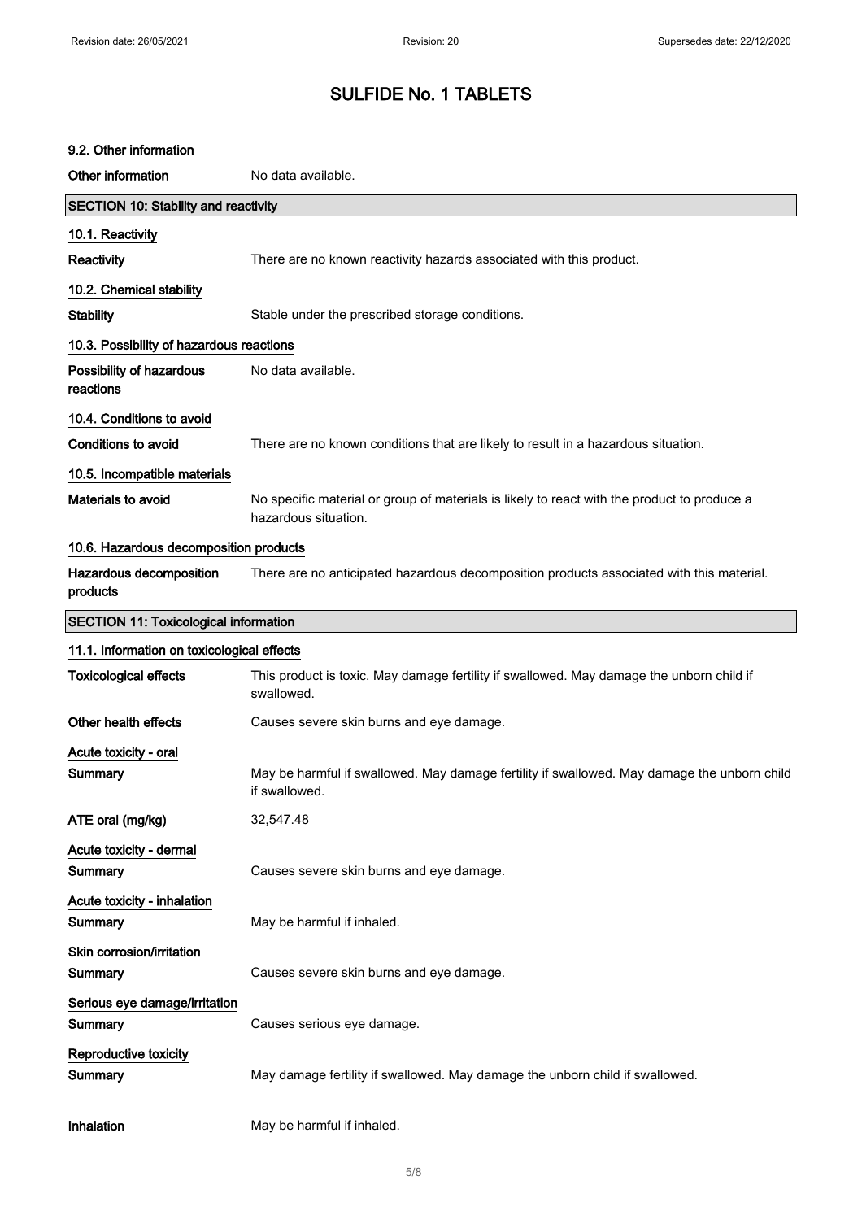# SULFIDE No. 1 TABLETS

### 9.2. Other information

| | |
|---|---|
| **Other information** | No data available. |

## SECTION 10: Stability and reactivity

### 10.1. Reactivity

| | |
|---|---|
| **Reactivity** | There are no known reactivity hazards associated with this product. |

### 10.2. Chemical stability

| | |
|---|---|
| **Stability** | Stable under the prescribed storage conditions. |

### 10.3. Possibility of hazardous reactions

| | |
|---|---|
| **Possibility of hazardous reactions** | No data available. |

### 10.4. Conditions to avoid

| | |
|---|---|
| **Conditions to avoid** | There are no known conditions that are likely to result in a hazardous situation. |

### 10.5. Incompatible materials

| | |
|---|---|
| **Materials to avoid** | No specific material or group of materials is likely to react with the product to produce a hazardous situation. |

### 10.6. Hazardous decomposition products

| | |
|---|---|
| **Hazardous decomposition products** | There are no anticipated hazardous decomposition products associated with this material. |

## SECTION 11: Toxicological information

### 11.1. Information on toxicological effects

| | |
|---|---|
| **Toxicological effects** | This product is toxic. May damage fertility if swallowed. May damage the unborn child if swallowed. |
| **Other health effects** | Causes severe skin burns and eye damage. |

**Acute toxicity - oral**

| | |
|---|---|
| **Summary** | May be harmful if swallowed. May damage fertility if swallowed. May damage the unborn child if swallowed. |
| **ATE oral (mg/kg)** | 32,547.48 |

**Acute toxicity - dermal**

| | |
|---|---|
| **Summary** | Causes severe skin burns and eye damage. |

**Acute toxicity - inhalation**

| | |
|---|---|
| **Summary** | May be harmful if inhaled. |

**Skin corrosion/irritation**

| | |
|---|---|
| **Summary** | Causes severe skin burns and eye damage. |

**Serious eye damage/irritation**

| | |
|---|---|
| **Summary** | Causes serious eye damage. |

**Reproductive toxicity**

| | |
|---|---|
| **Summary** | May damage fertility if swallowed. May damage the unborn child if swallowed. |

| | |
|---|---|
| **Inhalation** | May be harmful if inhaled. |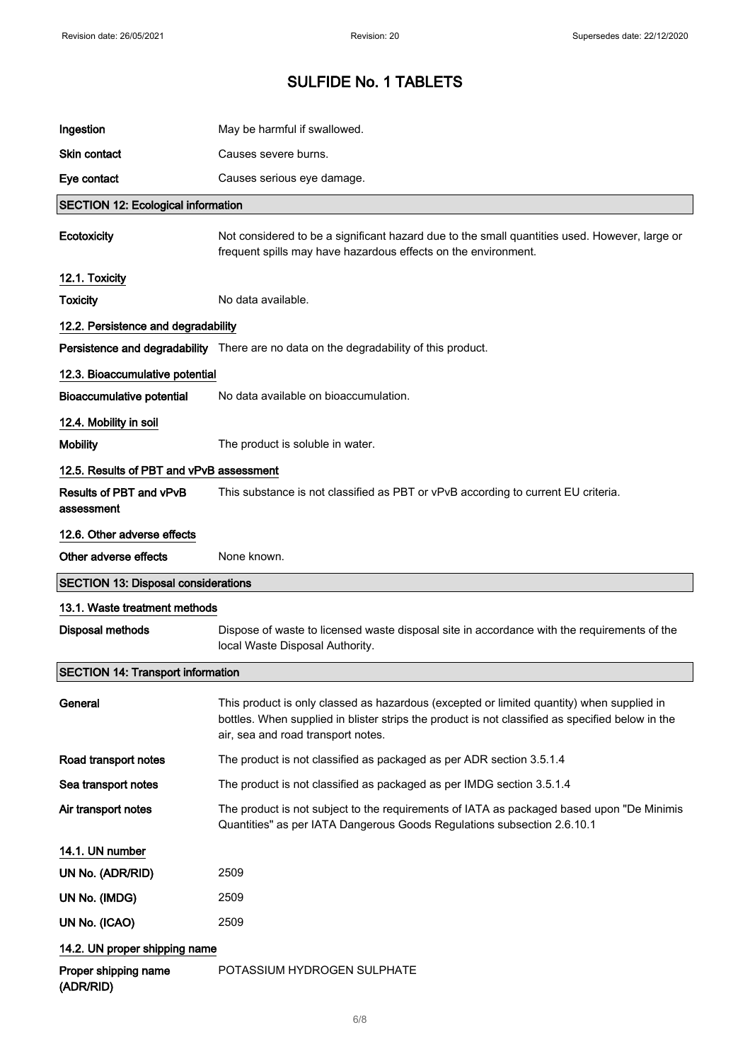# SULFIDE No. 1 TABLETS

| | |
|---|---|
| **Ingestion** | May be harmful if swallowed. |
| **Skin contact** | Causes severe burns. |
| **Eye contact** | Causes serious eye damage. |

## SECTION 12: Ecological information

| | |
|---|---|
| **Ecotoxicity** | Not considered to be a significant hazard due to the small quantities used. However, large or frequent spills may have hazardous effects on the environment. |

### 12.1. Toxicity

| | |
|---|---|
| **Toxicity** | No data available. |

### 12.2. Persistence and degradability

| | |
|---|---|
| **Persistence and degradability** | There are no data on the degradability of this product. |

### 12.3. Bioaccumulative potential

| | |
|---|---|
| **Bioaccumulative potential** | No data available on bioaccumulation. |

### 12.4. Mobility in soil

| | |
|---|---|
| **Mobility** | The product is soluble in water. |

### 12.5. Results of PBT and vPvB assessment

| | |
|---|---|
| **Results of PBT and vPvB assessment** | This substance is not classified as PBT or vPvB according to current EU criteria. |

### 12.6. Other adverse effects

| | |
|---|---|
| **Other adverse effects** | None known. |

## SECTION 13: Disposal considerations

### 13.1. Waste treatment methods

| | |
|---|---|
| **Disposal methods** | Dispose of waste to licensed waste disposal site in accordance with the requirements of the local Waste Disposal Authority. |

## SECTION 14: Transport information

| | |
|---|---|
| **General** | This product is only classed as hazardous (excepted or limited quantity) when supplied in bottles. When supplied in blister strips the product is not classified as specified below in the air, sea and road transport notes. |
| **Road transport notes** | The product is not classified as packaged as per ADR section 3.5.1.4 |
| **Sea transport notes** | The product is not classified as packaged as per IMDG section 3.5.1.4 |
| **Air transport notes** | The product is not subject to the requirements of IATA as packaged based upon "De Minimis Quantities" as per IATA Dangerous Goods Regulations subsection 2.6.10.1 |

### 14.1. UN number

| | |
|---|---|
| **UN No. (ADR/RID)** | 2509 |
| **UN No. (IMDG)** | 2509 |
| **UN No. (ICAO)** | 2509 |

### 14.2. UN proper shipping name

| | |
|---|---|
| **Proper shipping name (ADR/RID)** | POTASSIUM HYDROGEN SULPHATE |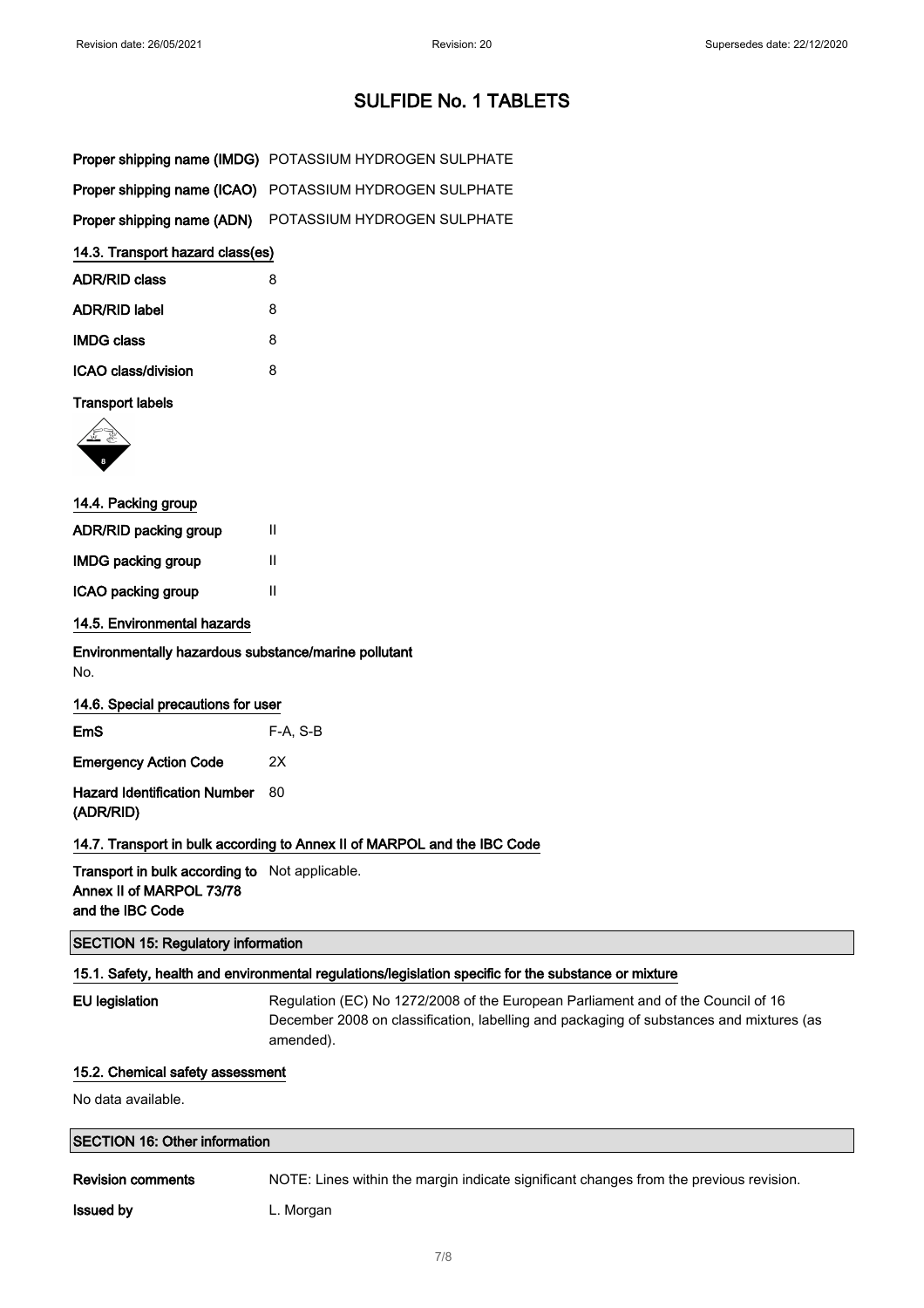# SULFIDE No. 1 TABLETS

**Proper shipping name (IMDG)** POTASSIUM HYDROGEN SULPHATE

**Proper shipping name (ICAO)** POTASSIUM HYDROGEN SULPHATE

**Proper shipping name (ADN)** POTASSIUM HYDROGEN SULPHATE

### 14.3. Transport hazard class(es)

| | |
|---|---|
| **ADR/RID class** | 8 |
| **ADR/RID label** | 8 |
| **IMDG class** | 8 |
| **ICAO class/division** | 8 |

**Transport labels**

### 14.4. Packing group

| | |
|---|---|
| **ADR/RID packing group** | II |
| **IMDG packing group** | II |
| **ICAO packing group** | II |

### 14.5. Environmental hazards

**Environmentally hazardous substance/marine pollutant**

No.

### 14.6. Special precautions for user

| | |
|---|---|
| **EmS** | F-A, S-B |
| **Emergency Action Code** | 2X |
| **Hazard Identification Number (ADR/RID)** | 80 |

### 14.7. Transport in bulk according to Annex II of MARPOL and the IBC Code

**Transport in bulk according to Annex II of MARPOL 73/78 and the IBC Code** Not applicable.

## SECTION 15: Regulatory information

### 15.1. Safety, health and environmental regulations/legislation specific for the substance or mixture

**EU legislation** Regulation (EC) No 1272/2008 of the European Parliament and of the Council of 16 December 2008 on classification, labelling and packaging of substances and mixtures (as amended).

### 15.2. Chemical safety assessment

No data available.

## SECTION 16: Other information

**Revision comments** NOTE: Lines within the margin indicate significant changes from the previous revision.

**Issued by** L. Morgan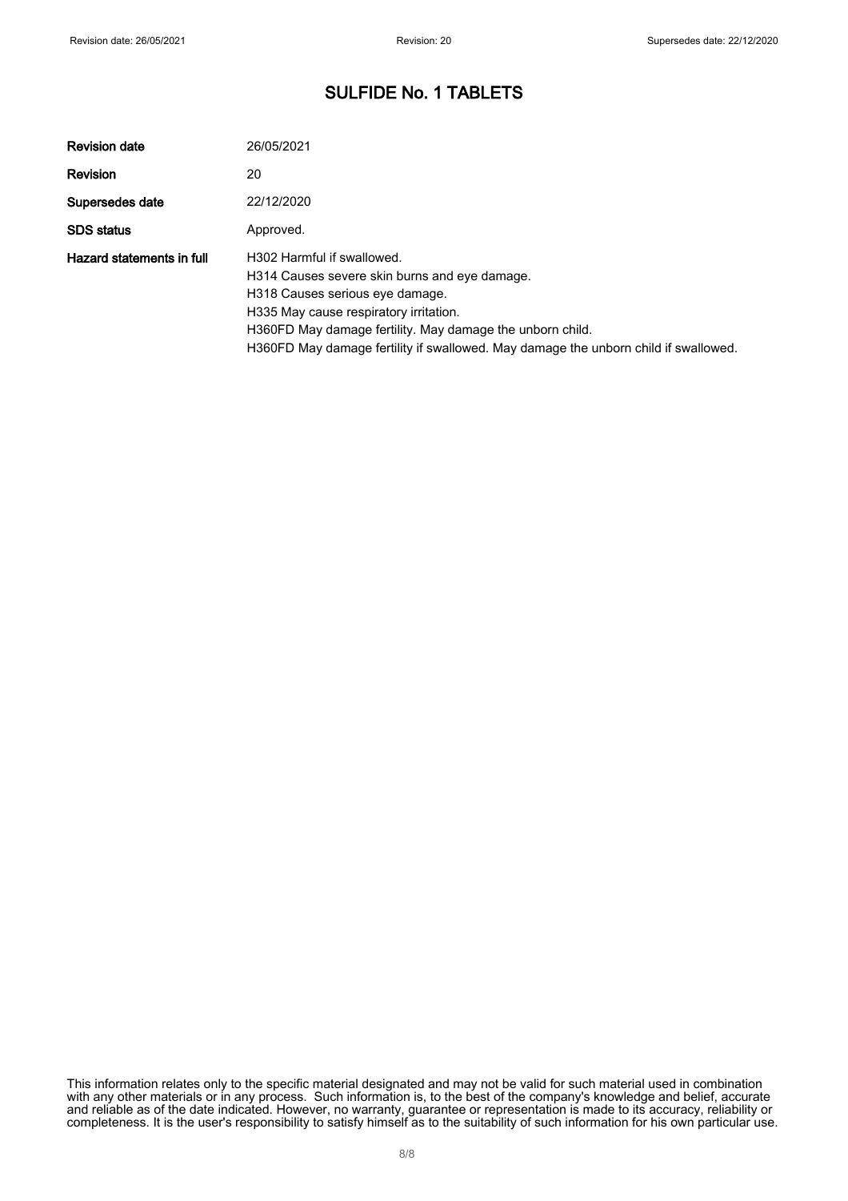# SULFIDE No. 1 TABLETS

| | |
|---|---|
| **Revision date** | 26/05/2021 |
| **Revision** | 20 |
| **Supersedes date** | 22/12/2020 |
| **SDS status** | Approved. |
| **Hazard statements in full** | H302 Harmful if swallowed.<br>H314 Causes severe skin burns and eye damage.<br>H318 Causes serious eye damage.<br>H335 May cause respiratory irritation.<br>H360FD May damage fertility. May damage the unborn child.<br>H360FD May damage fertility if swallowed. May damage the unborn child if swallowed. |

This information relates only to the specific material designated and may not be valid for such material used in combination with any other materials or in any process. Such information is, to the best of the company's knowledge and belief, accurate and reliable as of the date indicated. However, no warranty, guarantee or representation is made to its accuracy, reliability or completeness. It is the user's responsibility to satisfy himself as to the suitability of such information for his own particular use.